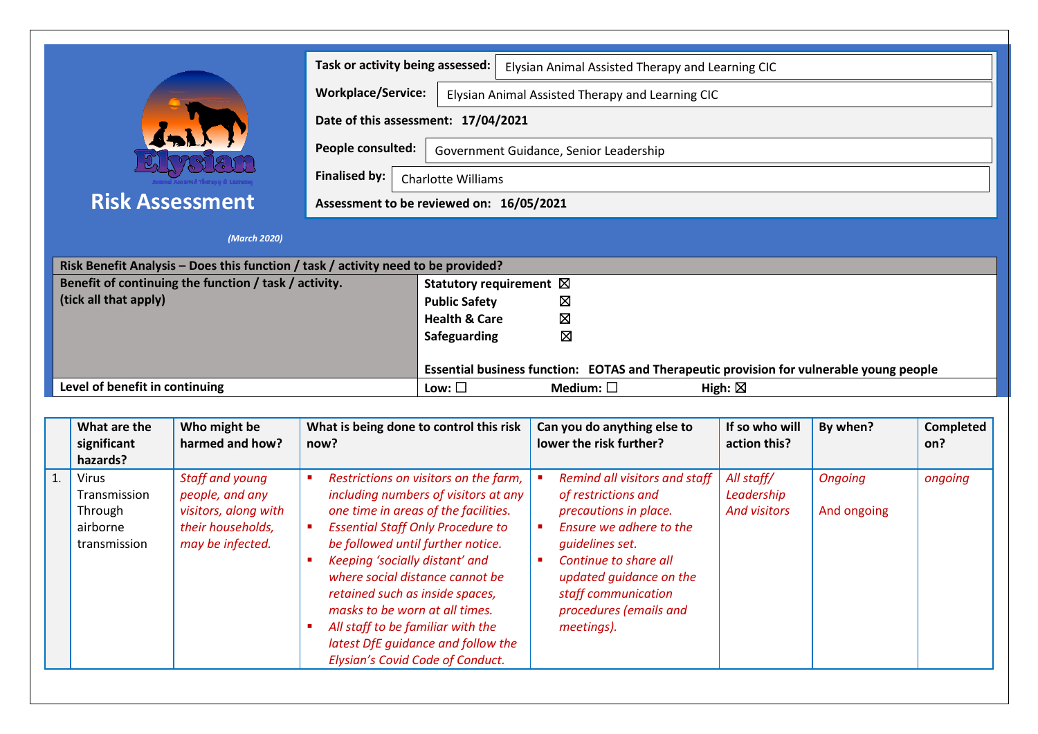# Risk Assessment

*(March 2020)*

| | |
|---|---|
| **Task or activity being assessed:** | Elysian Animal Assisted Therapy and Learning CIC |
| **Workplace/Service:** | Elysian Animal Assisted Therapy and Learning CIC |
| **Date of this assessment:** | **17/04/2021** |
| **People consulted:** | Government Guidance, Senior Leadership |
| **Finalised by:** | Charlotte Williams |
| **Assessment to be reviewed on:** | **16/05/2021** |

| **Risk Benefit Analysis – Does this function / task / activity need to be provided?** | |
|---|---|
| **Benefit of continuing the function / task / activity. (tick all that apply)** | **Statutory requirement** ☒<br>**Public Safety** ☒<br>**Health & Care** ☒<br>**Safeguarding** ☒<br><br>**Essential business function: EOTAS and Therapeutic provision for vulnerable young people** |
| **Level of benefit in continuing** | **Low:** ☐ **Medium:** ☐ **High:** ☒ |

| | **What are the significant hazards?** | **Who might be harmed and how?** | **What is being done to control this risk now?** | **Can you do anything else to lower the risk further?** | **If so who will action this?** | **By when?** | **Completed on?** |
|---|---|---|---|---|---|---|---|
| 1. | Virus Transmission Through airborne transmission | *Staff and young people, and any visitors, along with their households, may be infected.* | ▪ *Restrictions on visitors on the farm, including numbers of visitors at any one time in areas of the facilities.*<br>▪ *Essential Staff Only Procedure to be followed until further notice.*<br>▪ *Keeping 'socially distant' and where social distance cannot be retained such as inside spaces, masks to be worn at all times.*<br>▪ *All staff to be familiar with the latest DfE guidance and follow the Elysian's Covid Code of Conduct.* | ▪ *Remind all visitors and staff of restrictions and precautions in place.*<br>▪ *Ensure we adhere to the guidelines set.*<br>▪ *Continue to share all updated guidance on the staff communication procedures (emails and meetings).* | *All staff/ Leadership And visitors* | *Ongoing*<br><br>And ongoing | *ongoing* |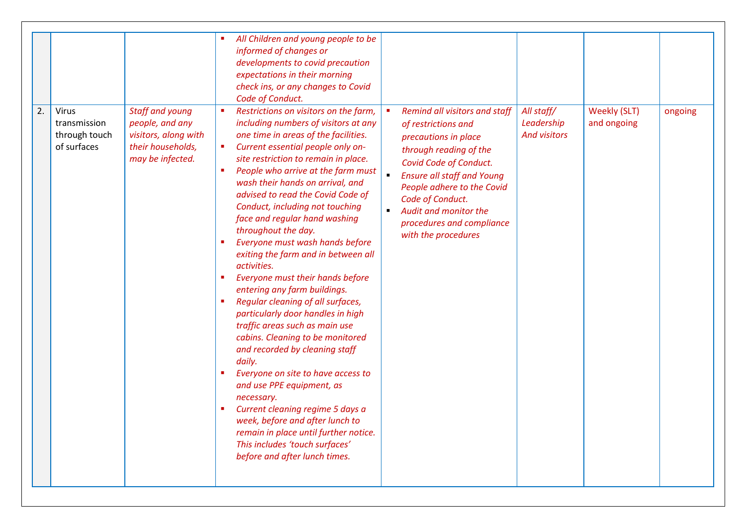| | | | | | | | |
|---|---|---|---|---|---|---|---|
| | | | ▪ *All Children and young people to be informed of changes or developments to covid precaution expectations in their morning check ins, or any changes to Covid Code of Conduct.* | | | | |
| 2. | Virus transmission through touch of surfaces | *Staff and young people, and any visitors, along with their households, may be infected.* | ▪ *Restrictions on visitors on the farm, including numbers of visitors at any one time in areas of the facilities.*<br>▪ *Current essential people only on-site restriction to remain in place.*<br>▪ *People who arrive at the farm must wash their hands on arrival, and advised to read the Covid Code of Conduct, including not touching face and regular hand washing throughout the day.*<br>▪ *Everyone must wash hands before exiting the farm and in between all activities.*<br>▪ *Everyone must their hands before entering any farm buildings.*<br>▪ *Regular cleaning of all surfaces, particularly door handles in high traffic areas such as main use cabins. Cleaning to be monitored and recorded by cleaning staff daily.*<br>▪ *Everyone on site to have access to and use PPE equipment, as necessary.*<br>▪ *Current cleaning regime 5 days a week, before and after lunch to remain in place until further notice. This includes 'touch surfaces' before and after lunch times.* | ▪ *Remind all visitors and staff of restrictions and precautions in place through reading of the Covid Code of Conduct.*<br>▪ *Ensure all staff and Young People adhere to the Covid Code of Conduct.*<br>▪ *Audit and monitor the procedures and compliance with the procedures* | *All staff/ Leadership And visitors* | Weekly (SLT) and ongoing | ongoing |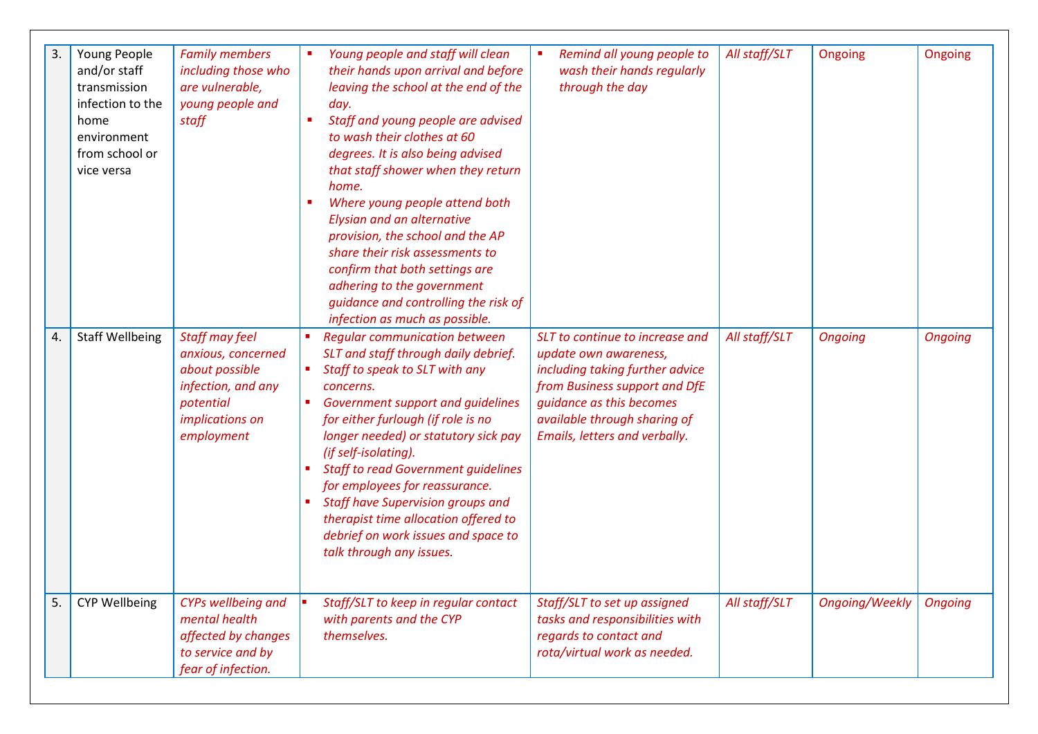| | | | | | | | |
|---|---|---|---|---|---|---|---|
| 3. | Young People and/or staff transmission infection to the home environment from school or vice versa | *Family members including those who are vulnerable, young people and staff* | ▪ *Young people and staff will clean their hands upon arrival and before leaving the school at the end of the day.*<br>▪ *Staff and young people are advised to wash their clothes at 60 degrees. It is also being advised that staff shower when they return home.*<br>▪ *Where young people attend both Elysian and an alternative provision, the school and the AP share their risk assessments to confirm that both settings are adhering to the government guidance and controlling the risk of infection as much as possible.* | ▪ *Remind all young people to wash their hands regularly through the day* | *All staff/SLT* | Ongoing | Ongoing |
| 4. | Staff Wellbeing | *Staff may feel anxious, concerned about possible infection, and any potential implications on employment* | ▪ *Regular communication between SLT and staff through daily debrief.*<br>▪ *Staff to speak to SLT with any concerns.*<br>▪ *Government support and guidelines for either furlough (if role is no longer needed) or statutory sick pay (if self-isolating).*<br>▪ *Staff to read Government guidelines for employees for reassurance.*<br>▪ *Staff have Supervision groups and therapist time allocation offered to debrief on work issues and space to talk through any issues.* | *SLT to continue to increase and update own awareness, including taking further advice from Business support and DfE guidance as this becomes available through sharing of Emails, letters and verbally.* | *All staff/SLT* | *Ongoing* | *Ongoing* |
| 5. | CYP Wellbeing | *CYPs wellbeing and mental health affected by changes to service and by fear of infection.* | ▪ *Staff/SLT to keep in regular contact with parents and the CYP themselves.* | *Staff/SLT to set up assigned tasks and responsibilities with regards to contact and rota/virtual work as needed.* | *All staff/SLT* | *Ongoing/Weekly* | *Ongoing* |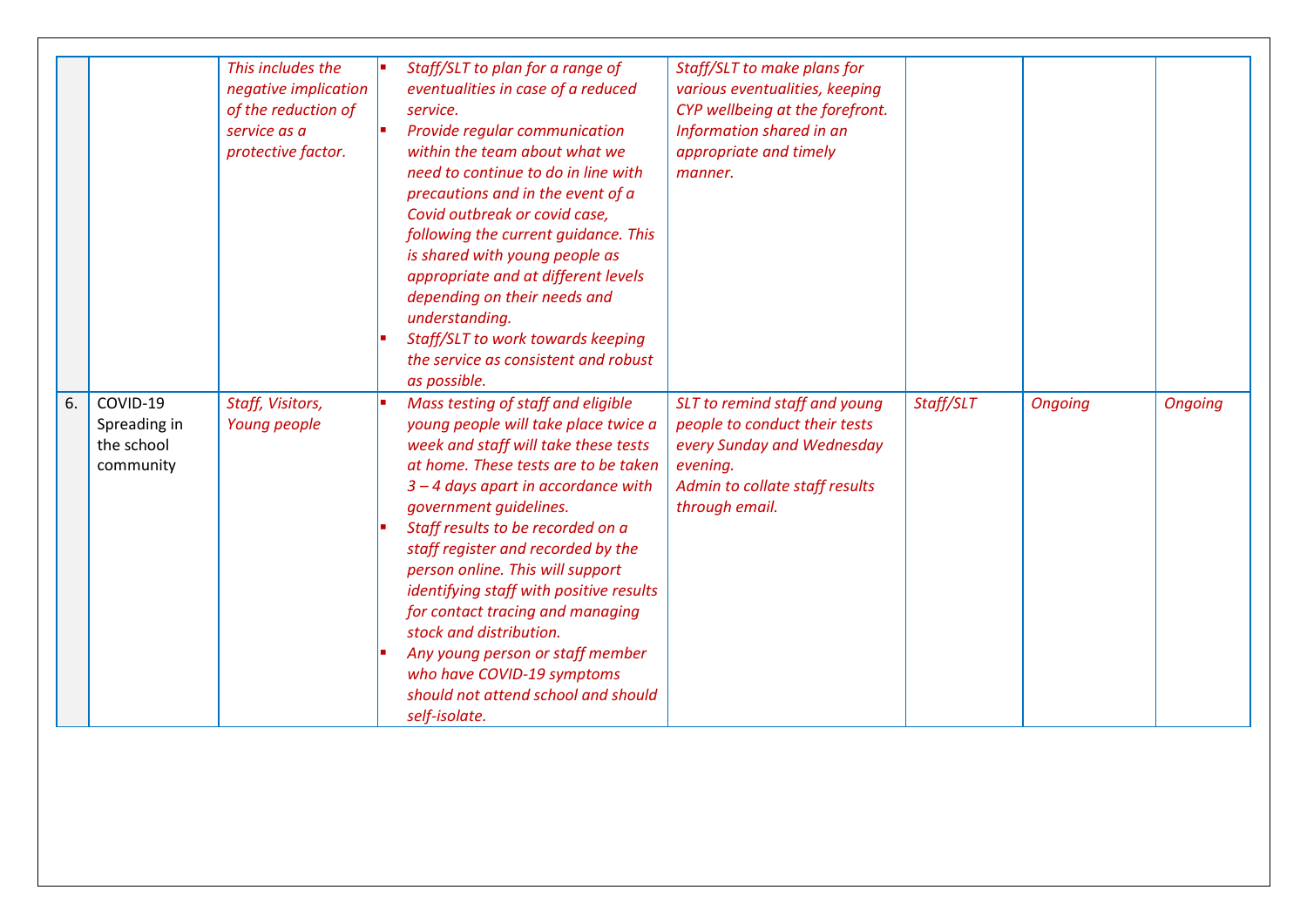| | | | | | | | |
|---|---|---|---|---|---|---|---|
| | | *This includes the negative implication of the reduction of service as a protective factor.* | *- Staff/SLT to plan for a range of eventualities in case of a reduced service.<br>- Provide regular communication within the team about what we need to continue to do in line with precautions and in the event of a Covid outbreak or covid case, following the current guidance. This is shared with young people as appropriate and at different levels depending on their needs and understanding.<br>- Staff/SLT to work towards keeping the service as consistent and robust as possible.* | *Staff/SLT to make plans for various eventualities, keeping CYP wellbeing at the forefront. Information shared in an appropriate and timely manner.* | | | |
| 6. | COVID-19 Spreading in the school community | *Staff, Visitors, Young people* | *- Mass testing of staff and eligible young people will take place twice a week and staff will take these tests at home. These tests are to be taken 3 – 4 days apart in accordance with government guidelines.<br>- Staff results to be recorded on a staff register and recorded by the person online. This will support identifying staff with positive results for contact tracing and managing stock and distribution.<br>- Any young person or staff member who have COVID-19 symptoms should not attend school and should self-isolate.* | *SLT to remind staff and young people to conduct their tests every Sunday and Wednesday evening.<br>Admin to collate staff results through email.* | *Staff/SLT* | *Ongoing* | *Ongoing* |